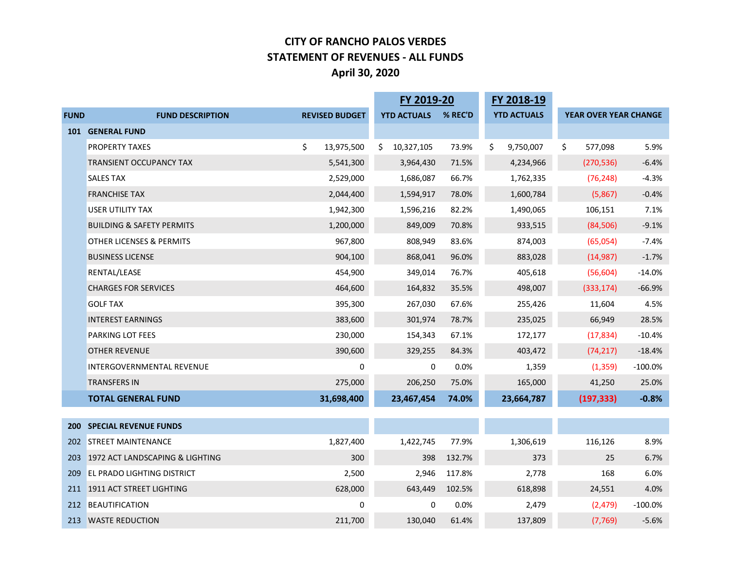# CITY OF RANCHO PALOS VERDES
## STATEMENT OF REVENUES - ALL FUNDS
### April 30, 2020

| FUND | FUND DESCRIPTION | REVISED BUDGET | FY 2019-20 YTD ACTUALS | FY 2019-20 % REC'D | FY 2018-19 YTD ACTUALS | YEAR OVER YEAR CHANGE | |
|---|---|---|---|---|---|---|---|
| **101** | **GENERAL FUND** | | | | | | |
| | PROPERTY TAXES | $ 13,975,500 | $ 10,327,105 | 73.9% | $ 9,750,007 | $ 577,098 | 5.9% |
| | TRANSIENT OCCUPANCY TAX | 5,541,300 | 3,964,430 | 71.5% | 4,234,966 | (270,536) | -6.4% |
| | SALES TAX | 2,529,000 | 1,686,087 | 66.7% | 1,762,335 | (76,248) | -4.3% |
| | FRANCHISE TAX | 2,044,400 | 1,594,917 | 78.0% | 1,600,784 | (5,867) | -0.4% |
| | USER UTILITY TAX | 1,942,300 | 1,596,216 | 82.2% | 1,490,065 | 106,151 | 7.1% |
| | BUILDING & SAFETY PERMITS | 1,200,000 | 849,009 | 70.8% | 933,515 | (84,506) | -9.1% |
| | OTHER LICENSES & PERMITS | 967,800 | 808,949 | 83.6% | 874,003 | (65,054) | -7.4% |
| | BUSINESS LICENSE | 904,100 | 868,041 | 96.0% | 883,028 | (14,987) | -1.7% |
| | RENTAL/LEASE | 454,900 | 349,014 | 76.7% | 405,618 | (56,604) | -14.0% |
| | CHARGES FOR SERVICES | 464,600 | 164,832 | 35.5% | 498,007 | (333,174) | -66.9% |
| | GOLF TAX | 395,300 | 267,030 | 67.6% | 255,426 | 11,604 | 4.5% |
| | INTEREST EARNINGS | 383,600 | 301,974 | 78.7% | 235,025 | 66,949 | 28.5% |
| | PARKING LOT FEES | 230,000 | 154,343 | 67.1% | 172,177 | (17,834) | -10.4% |
| | OTHER REVENUE | 390,600 | 329,255 | 84.3% | 403,472 | (74,217) | -18.4% |
| | INTERGOVERNMENTAL REVENUE | 0 | 0 | 0.0% | 1,359 | (1,359) | -100.0% |
| | TRANSFERS IN | 275,000 | 206,250 | 75.0% | 165,000 | 41,250 | 25.0% |
| | **TOTAL GENERAL FUND** | **31,698,400** | **23,467,454** | **74.0%** | **23,664,787** | **(197,333)** | **-0.8%** |
| **200** | **SPECIAL REVENUE FUNDS** | | | | | | |
| 202 | STREET MAINTENANCE | 1,827,400 | 1,422,745 | 77.9% | 1,306,619 | 116,126 | 8.9% |
| 203 | 1972 ACT LANDSCAPING & LIGHTING | 300 | 398 | 132.7% | 373 | 25 | 6.7% |
| 209 | EL PRADO LIGHTING DISTRICT | 2,500 | 2,946 | 117.8% | 2,778 | 168 | 6.0% |
| 211 | 1911 ACT STREET LIGHTING | 628,000 | 643,449 | 102.5% | 618,898 | 24,551 | 4.0% |
| 212 | BEAUTIFICATION | 0 | 0 | 0.0% | 2,479 | (2,479) | -100.0% |
| 213 | WASTE REDUCTION | 211,700 | 130,040 | 61.4% | 137,809 | (7,769) | -5.6% |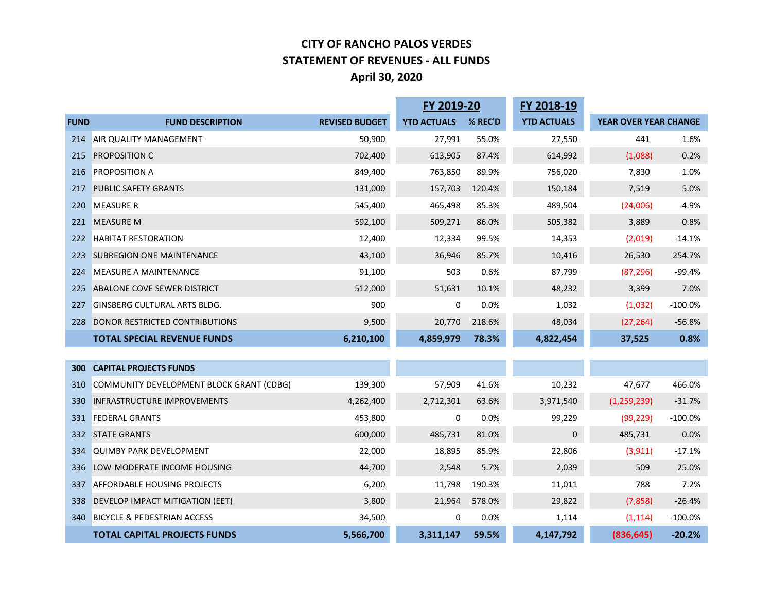# CITY OF RANCHO PALOS VERDES
## STATEMENT OF REVENUES - ALL FUNDS
### April 30, 2020

| FUND | FUND DESCRIPTION | REVISED BUDGET | FY 2019-20 YTD ACTUALS | FY 2019-20 % REC'D | FY 2018-19 YTD ACTUALS | YEAR OVER YEAR CHANGE | |
|---|---|---|---|---|---|---|---|
| 214 | AIR QUALITY MANAGEMENT | 50,900 | 27,991 | 55.0% | 27,550 | 441 | 1.6% |
| 215 | PROPOSITION C | 702,400 | 613,905 | 87.4% | 614,992 | (1,088) | -0.2% |
| 216 | PROPOSITION A | 849,400 | 763,850 | 89.9% | 756,020 | 7,830 | 1.0% |
| 217 | PUBLIC SAFETY GRANTS | 131,000 | 157,703 | 120.4% | 150,184 | 7,519 | 5.0% |
| 220 | MEASURE R | 545,400 | 465,498 | 85.3% | 489,504 | (24,006) | -4.9% |
| 221 | MEASURE M | 592,100 | 509,271 | 86.0% | 505,382 | 3,889 | 0.8% |
| 222 | HABITAT RESTORATION | 12,400 | 12,334 | 99.5% | 14,353 | (2,019) | -14.1% |
| 223 | SUBREGION ONE MAINTENANCE | 43,100 | 36,946 | 85.7% | 10,416 | 26,530 | 254.7% |
| 224 | MEASURE A MAINTENANCE | 91,100 | 503 | 0.6% | 87,799 | (87,296) | -99.4% |
| 225 | ABALONE COVE SEWER DISTRICT | 512,000 | 51,631 | 10.1% | 48,232 | 3,399 | 7.0% |
| 227 | GINSBERG CULTURAL ARTS BLDG. | 900 | 0 | 0.0% | 1,032 | (1,032) | -100.0% |
| 228 | DONOR RESTRICTED CONTRIBUTIONS | 9,500 | 20,770 | 218.6% | 48,034 | (27,264) | -56.8% |
| | **TOTAL SPECIAL REVENUE FUNDS** | **6,210,100** | **4,859,979** | **78.3%** | **4,822,454** | **37,525** | **0.8%** |
| | | | | | | | |
| **300** | **CAPITAL PROJECTS FUNDS** | | | | | | |
| 310 | COMMUNITY DEVELOPMENT BLOCK GRANT (CDBG) | 139,300 | 57,909 | 41.6% | 10,232 | 47,677 | 466.0% |
| 330 | INFRASTRUCTURE IMPROVEMENTS | 4,262,400 | 2,712,301 | 63.6% | 3,971,540 | (1,259,239) | -31.7% |
| 331 | FEDERAL GRANTS | 453,800 | 0 | 0.0% | 99,229 | (99,229) | -100.0% |
| 332 | STATE GRANTS | 600,000 | 485,731 | 81.0% | 0 | 485,731 | 0.0% |
| 334 | QUIMBY PARK DEVELOPMENT | 22,000 | 18,895 | 85.9% | 22,806 | (3,911) | -17.1% |
| 336 | LOW-MODERATE INCOME HOUSING | 44,700 | 2,548 | 5.7% | 2,039 | 509 | 25.0% |
| 337 | AFFORDABLE HOUSING PROJECTS | 6,200 | 11,798 | 190.3% | 11,011 | 788 | 7.2% |
| 338 | DEVELOP IMPACT MITIGATION (EET) | 3,800 | 21,964 | 578.0% | 29,822 | (7,858) | -26.4% |
| 340 | BICYCLE & PEDESTRIAN ACCESS | 34,500 | 0 | 0.0% | 1,114 | (1,114) | -100.0% |
| | **TOTAL CAPITAL PROJECTS FUNDS** | **5,566,700** | **3,311,147** | **59.5%** | **4,147,792** | **(836,645)** | **-20.2%** |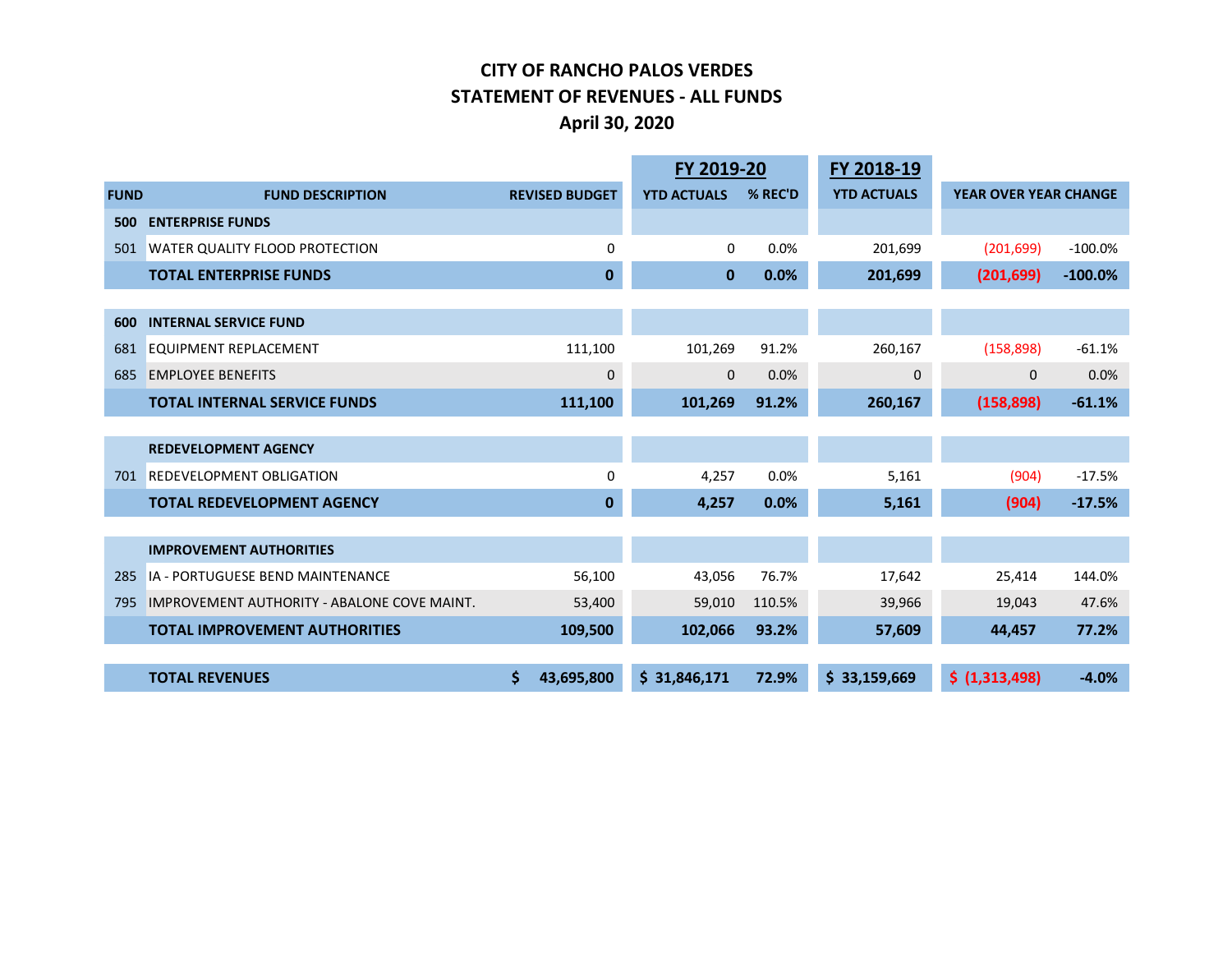# CITY OF RANCHO PALOS VERDES
## STATEMENT OF REVENUES - ALL FUNDS
### April 30, 2020

| FUND | FUND DESCRIPTION | REVISED BUDGET | FY 2019-20 YTD ACTUALS | FY 2019-20 % REC'D | FY 2018-19 YTD ACTUALS | YEAR OVER YEAR CHANGE | |
|---|---|---|---|---|---|---|---|
| **500** | **ENTERPRISE FUNDS** | | | | | | |
| 501 | WATER QUALITY FLOOD PROTECTION | 0 | 0 | 0.0% | 201,699 | (201,699) | -100.0% |
| | **TOTAL ENTERPRISE FUNDS** | **0** | **0** | **0.0%** | **201,699** | **(201,699)** | **-100.0%** |
| **600** | **INTERNAL SERVICE FUND** | | | | | | |
| 681 | EQUIPMENT REPLACEMENT | 111,100 | 101,269 | 91.2% | 260,167 | (158,898) | -61.1% |
| 685 | EMPLOYEE BENEFITS | 0 | 0 | 0.0% | 0 | 0 | 0.0% |
| | **TOTAL INTERNAL SERVICE FUNDS** | **111,100** | **101,269** | **91.2%** | **260,167** | **(158,898)** | **-61.1%** |
| | **REDEVELOPMENT AGENCY** | | | | | | |
| 701 | REDEVELOPMENT OBLIGATION | 0 | 4,257 | 0.0% | 5,161 | (904) | -17.5% |
| | **TOTAL REDEVELOPMENT AGENCY** | **0** | **4,257** | **0.0%** | **5,161** | **(904)** | **-17.5%** |
| | **IMPROVEMENT AUTHORITIES** | | | | | | |
| 285 | IA - PORTUGUESE BEND MAINTENANCE | 56,100 | 43,056 | 76.7% | 17,642 | 25,414 | 144.0% |
| 795 | IMPROVEMENT AUTHORITY - ABALONE COVE MAINT. | 53,400 | 59,010 | 110.5% | 39,966 | 19,043 | 47.6% |
| | **TOTAL IMPROVEMENT AUTHORITIES** | **109,500** | **102,066** | **93.2%** | **57,609** | **44,457** | **77.2%** |
| | **TOTAL REVENUES** | **$ 43,695,800** | **$ 31,846,171** | **72.9%** | **$ 33,159,669** | **$ (1,313,498)** | **-4.0%** |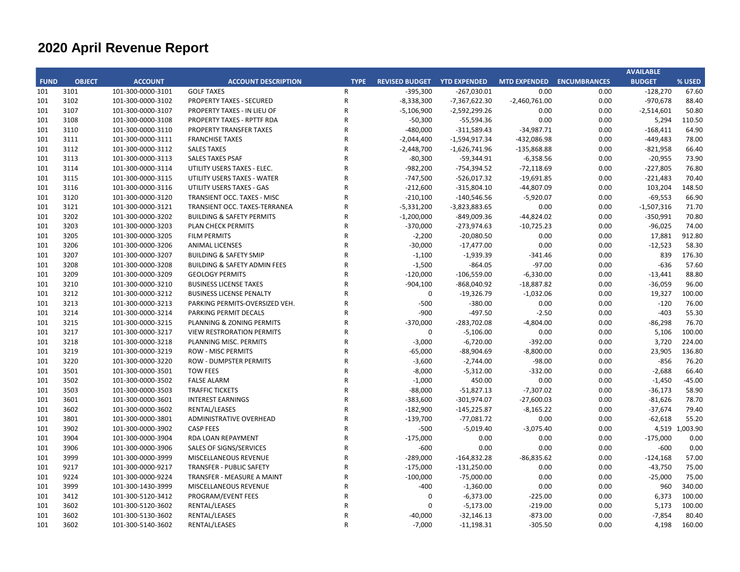# 2020 April Revenue Report

| FUND | OBJECT | ACCOUNT | ACCOUNT DESCRIPTION | TYPE | REVISED BUDGET | YTD EXPENDED | MTD EXPENDED | ENCUMBRANCES | AVAILABLE BUDGET | % USED |
|---|---|---|---|---|---|---|---|---|---|---|
| 101 | 3101 | 101-300-0000-3101 | GOLF TAXES | R | -395,300 | -267,030.01 | 0.00 | 0.00 | -128,270 | 67.60 |
| 101 | 3102 | 101-300-0000-3102 | PROPERTY TAXES - SECURED | R | -8,338,300 | -7,367,622.30 | -2,460,761.00 | 0.00 | -970,678 | 88.40 |
| 101 | 3107 | 101-300-0000-3107 | PROPERTY TAXES - IN LIEU OF | R | -5,106,900 | -2,592,299.26 | 0.00 | 0.00 | -2,514,601 | 50.80 |
| 101 | 3108 | 101-300-0000-3108 | PROPERTY TAXES - RPTTF RDA | R | -50,300 | -55,594.36 | 0.00 | 0.00 | 5,294 | 110.50 |
| 101 | 3110 | 101-300-0000-3110 | PROPERTY TRANSFER TAXES | R | -480,000 | -311,589.43 | -34,987.71 | 0.00 | -168,411 | 64.90 |
| 101 | 3111 | 101-300-0000-3111 | FRANCHISE TAXES | R | -2,044,400 | -1,594,917.34 | -432,086.98 | 0.00 | -449,483 | 78.00 |
| 101 | 3112 | 101-300-0000-3112 | SALES TAXES | R | -2,448,700 | -1,626,741.96 | -135,868.88 | 0.00 | -821,958 | 66.40 |
| 101 | 3113 | 101-300-0000-3113 | SALES TAXES PSAF | R | -80,300 | -59,344.91 | -6,358.56 | 0.00 | -20,955 | 73.90 |
| 101 | 3114 | 101-300-0000-3114 | UTILITY USERS TAXES - ELEC. | R | -982,200 | -754,394.52 | -72,118.69 | 0.00 | -227,805 | 76.80 |
| 101 | 3115 | 101-300-0000-3115 | UTILITY USERS TAXES - WATER | R | -747,500 | -526,017.32 | -19,691.85 | 0.00 | -221,483 | 70.40 |
| 101 | 3116 | 101-300-0000-3116 | UTILITY USERS TAXES - GAS | R | -212,600 | -315,804.10 | -44,807.09 | 0.00 | 103,204 | 148.50 |
| 101 | 3120 | 101-300-0000-3120 | TRANSIENT OCC. TAXES - MISC | R | -210,100 | -140,546.56 | -5,920.07 | 0.00 | -69,553 | 66.90 |
| 101 | 3121 | 101-300-0000-3121 | TRANSIENT OCC. TAXES-TERRANEA | R | -5,331,200 | -3,823,883.65 | 0.00 | 0.00 | -1,507,316 | 71.70 |
| 101 | 3202 | 101-300-0000-3202 | BUILDING & SAFETY PERMITS | R | -1,200,000 | -849,009.36 | -44,824.02 | 0.00 | -350,991 | 70.80 |
| 101 | 3203 | 101-300-0000-3203 | PLAN CHECK PERMITS | R | -370,000 | -273,974.63 | -10,725.23 | 0.00 | -96,025 | 74.00 |
| 101 | 3205 | 101-300-0000-3205 | FILM PERMITS | R | -2,200 | -20,080.50 | 0.00 | 0.00 | 17,881 | 912.80 |
| 101 | 3206 | 101-300-0000-3206 | ANIMAL LICENSES | R | -30,000 | -17,477.00 | 0.00 | 0.00 | -12,523 | 58.30 |
| 101 | 3207 | 101-300-0000-3207 | BUILDING & SAFETY SMIP | R | -1,100 | -1,939.39 | -341.46 | 0.00 | 839 | 176.30 |
| 101 | 3208 | 101-300-0000-3208 | BUILDING & SAFETY ADMIN FEES | R | -1,500 | -864.05 | -97.00 | 0.00 | -636 | 57.60 |
| 101 | 3209 | 101-300-0000-3209 | GEOLOGY PERMITS | R | -120,000 | -106,559.00 | -6,330.00 | 0.00 | -13,441 | 88.80 |
| 101 | 3210 | 101-300-0000-3210 | BUSINESS LICENSE TAXES | R | -904,100 | -868,040.92 | -18,887.82 | 0.00 | -36,059 | 96.00 |
| 101 | 3212 | 101-300-0000-3212 | BUSINESS LICENSE PENALTY | R | 0 | -19,326.79 | -1,032.06 | 0.00 | 19,327 | 100.00 |
| 101 | 3213 | 101-300-0000-3213 | PARKING PERMITS-OVERSIZED VEH. | R | -500 | -380.00 | 0.00 | 0.00 | -120 | 76.00 |
| 101 | 3214 | 101-300-0000-3214 | PARKING PERMIT DECALS | R | -900 | -497.50 | -2.50 | 0.00 | -403 | 55.30 |
| 101 | 3215 | 101-300-0000-3215 | PLANNING & ZONING PERMITS | R | -370,000 | -283,702.08 | -4,804.00 | 0.00 | -86,298 | 76.70 |
| 101 | 3217 | 101-300-0000-3217 | VIEW RESTRORATION PERMITS | R | 0 | -5,106.00 | 0.00 | 0.00 | 5,106 | 100.00 |
| 101 | 3218 | 101-300-0000-3218 | PLANNING MISC. PERMITS | R | -3,000 | -6,720.00 | -392.00 | 0.00 | 3,720 | 224.00 |
| 101 | 3219 | 101-300-0000-3219 | ROW - MISC PERMITS | R | -65,000 | -88,904.69 | -8,800.00 | 0.00 | 23,905 | 136.80 |
| 101 | 3220 | 101-300-0000-3220 | ROW - DUMPSTER PERMITS | R | -3,600 | -2,744.00 | -98.00 | 0.00 | -856 | 76.20 |
| 101 | 3501 | 101-300-0000-3501 | TOW FEES | R | -8,000 | -5,312.00 | -332.00 | 0.00 | -2,688 | 66.40 |
| 101 | 3502 | 101-300-0000-3502 | FALSE ALARM | R | -1,000 | 450.00 | 0.00 | 0.00 | -1,450 | -45.00 |
| 101 | 3503 | 101-300-0000-3503 | TRAFFIC TICKETS | R | -88,000 | -51,827.13 | -7,307.02 | 0.00 | -36,173 | 58.90 |
| 101 | 3601 | 101-300-0000-3601 | INTEREST EARNINGS | R | -383,600 | -301,974.07 | -27,600.03 | 0.00 | -81,626 | 78.70 |
| 101 | 3602 | 101-300-0000-3602 | RENTAL/LEASES | R | -182,900 | -145,225.87 | -8,165.22 | 0.00 | -37,674 | 79.40 |
| 101 | 3801 | 101-300-0000-3801 | ADMINISTRATIVE OVERHEAD | R | -139,700 | -77,081.72 | 0.00 | 0.00 | -62,618 | 55.20 |
| 101 | 3902 | 101-300-0000-3902 | CASP FEES | R | -500 | -5,019.40 | -3,075.40 | 0.00 | 4,519 | 1,003.90 |
| 101 | 3904 | 101-300-0000-3904 | RDA LOAN REPAYMENT | R | -175,000 | 0.00 | 0.00 | 0.00 | -175,000 | 0.00 |
| 101 | 3906 | 101-300-0000-3906 | SALES OF SIGNS/SERVICES | R | -600 | 0.00 | 0.00 | 0.00 | -600 | 0.00 |
| 101 | 3999 | 101-300-0000-3999 | MISCELLANEOUS REVENUE | R | -289,000 | -164,832.28 | -86,835.62 | 0.00 | -124,168 | 57.00 |
| 101 | 9217 | 101-300-0000-9217 | TRANSFER - PUBLIC SAFETY | R | -175,000 | -131,250.00 | 0.00 | 0.00 | -43,750 | 75.00 |
| 101 | 9224 | 101-300-0000-9224 | TRANSFER - MEASURE A MAINT | R | -100,000 | -75,000.00 | 0.00 | 0.00 | -25,000 | 75.00 |
| 101 | 3999 | 101-300-1430-3999 | MISCELLANEOUS REVENUE | R | -400 | -1,360.00 | 0.00 | 0.00 | 960 | 340.00 |
| 101 | 3412 | 101-300-5120-3412 | PROGRAM/EVENT FEES | R | 0 | -6,373.00 | -225.00 | 0.00 | 6,373 | 100.00 |
| 101 | 3602 | 101-300-5120-3602 | RENTAL/LEASES | R | 0 | -5,173.00 | -219.00 | 0.00 | 5,173 | 100.00 |
| 101 | 3602 | 101-300-5130-3602 | RENTAL/LEASES | R | -40,000 | -32,146.13 | -873.00 | 0.00 | -7,854 | 80.40 |
| 101 | 3602 | 101-300-5140-3602 | RENTAL/LEASES | R | -7,000 | -11,198.31 | -305.50 | 0.00 | 4,198 | 160.00 |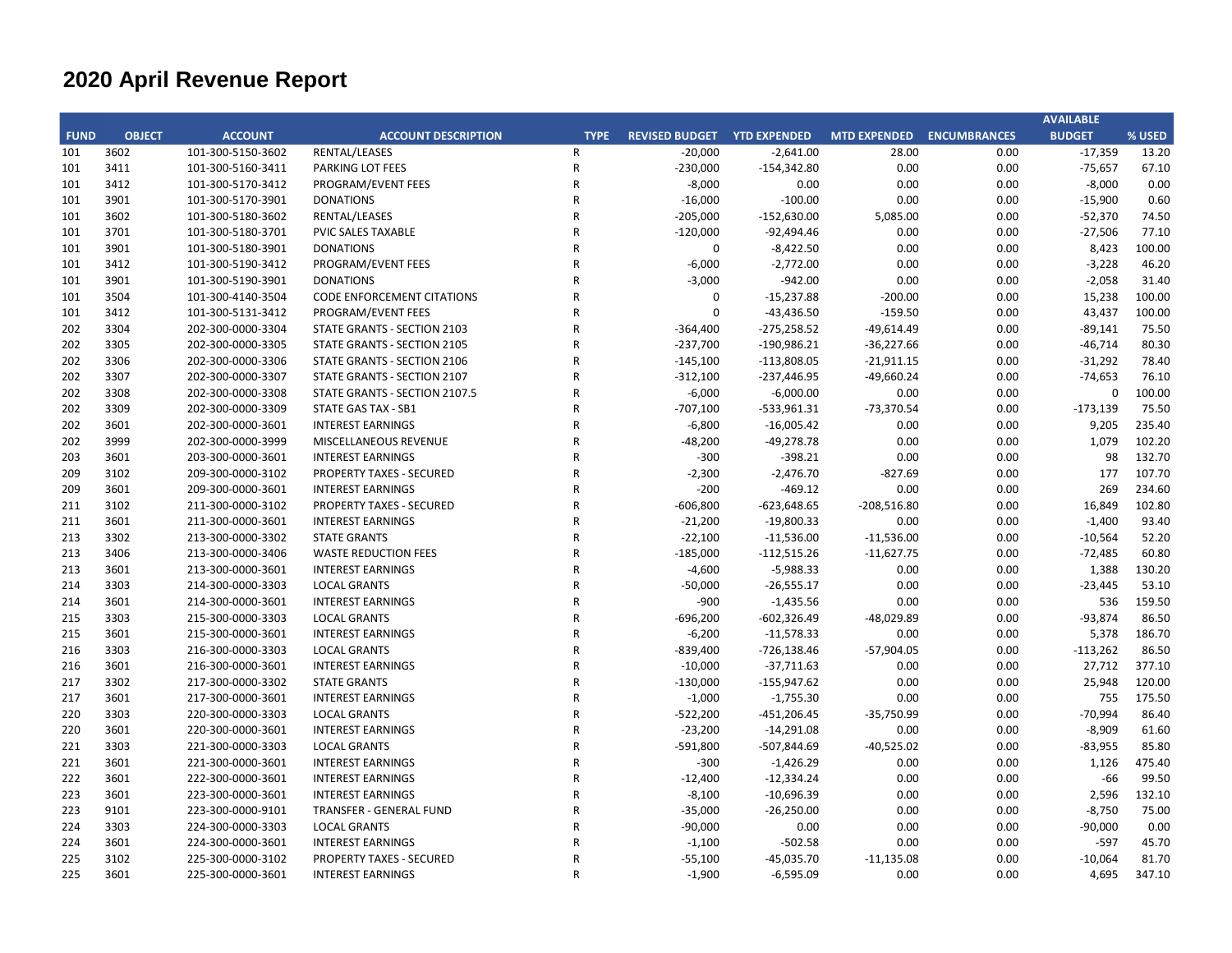# 2020 April Revenue Report

| FUND | OBJECT | ACCOUNT | ACCOUNT DESCRIPTION | TYPE | REVISED BUDGET | YTD EXPENDED | MTD EXPENDED | ENCUMBRANCES | AVAILABLE BUDGET | % USED |
|---|---|---|---|---|---|---|---|---|---|---|
| 101 | 3602 | 101-300-5150-3602 | RENTAL/LEASES | R | -20,000 | -2,641.00 | 28.00 | 0.00 | -17,359 | 13.20 |
| 101 | 3411 | 101-300-5160-3411 | PARKING LOT FEES | R | -230,000 | -154,342.80 | 0.00 | 0.00 | -75,657 | 67.10 |
| 101 | 3412 | 101-300-5170-3412 | PROGRAM/EVENT FEES | R | -8,000 | 0.00 | 0.00 | 0.00 | -8,000 | 0.00 |
| 101 | 3901 | 101-300-5170-3901 | DONATIONS | R | -16,000 | -100.00 | 0.00 | 0.00 | -15,900 | 0.60 |
| 101 | 3602 | 101-300-5180-3602 | RENTAL/LEASES | R | -205,000 | -152,630.00 | 5,085.00 | 0.00 | -52,370 | 74.50 |
| 101 | 3701 | 101-300-5180-3701 | PVIC SALES TAXABLE | R | -120,000 | -92,494.46 | 0.00 | 0.00 | -27,506 | 77.10 |
| 101 | 3901 | 101-300-5180-3901 | DONATIONS | R | 0 | -8,422.50 | 0.00 | 0.00 | 8,423 | 100.00 |
| 101 | 3412 | 101-300-5190-3412 | PROGRAM/EVENT FEES | R | -6,000 | -2,772.00 | 0.00 | 0.00 | -3,228 | 46.20 |
| 101 | 3901 | 101-300-5190-3901 | DONATIONS | R | -3,000 | -942.00 | 0.00 | 0.00 | -2,058 | 31.40 |
| 101 | 3504 | 101-300-4140-3504 | CODE ENFORCEMENT CITATIONS | R | 0 | -15,237.88 | -200.00 | 0.00 | 15,238 | 100.00 |
| 101 | 3412 | 101-300-5131-3412 | PROGRAM/EVENT FEES | R | 0 | -43,436.50 | -159.50 | 0.00 | 43,437 | 100.00 |
| 202 | 3304 | 202-300-0000-3304 | STATE GRANTS - SECTION 2103 | R | -364,400 | -275,258.52 | -49,614.49 | 0.00 | -89,141 | 75.50 |
| 202 | 3305 | 202-300-0000-3305 | STATE GRANTS - SECTION 2105 | R | -237,700 | -190,986.21 | -36,227.66 | 0.00 | -46,714 | 80.30 |
| 202 | 3306 | 202-300-0000-3306 | STATE GRANTS - SECTION 2106 | R | -145,100 | -113,808.05 | -21,911.15 | 0.00 | -31,292 | 78.40 |
| 202 | 3307 | 202-300-0000-3307 | STATE GRANTS - SECTION 2107 | R | -312,100 | -237,446.95 | -49,660.24 | 0.00 | -74,653 | 76.10 |
| 202 | 3308 | 202-300-0000-3308 | STATE GRANTS - SECTION 2107.5 | R | -6,000 | -6,000.00 | 0.00 | 0.00 | 0 | 100.00 |
| 202 | 3309 | 202-300-0000-3309 | STATE GAS TAX - SB1 | R | -707,100 | -533,961.31 | -73,370.54 | 0.00 | -173,139 | 75.50 |
| 202 | 3601 | 202-300-0000-3601 | INTEREST EARNINGS | R | -6,800 | -16,005.42 | 0.00 | 0.00 | 9,205 | 235.40 |
| 202 | 3999 | 202-300-0000-3999 | MISCELLANEOUS REVENUE | R | -48,200 | -49,278.78 | 0.00 | 0.00 | 1,079 | 102.20 |
| 203 | 3601 | 203-300-0000-3601 | INTEREST EARNINGS | R | -300 | -398.21 | 0.00 | 0.00 | 98 | 132.70 |
| 209 | 3102 | 209-300-0000-3102 | PROPERTY TAXES - SECURED | R | -2,300 | -2,476.70 | -827.69 | 0.00 | 177 | 107.70 |
| 209 | 3601 | 209-300-0000-3601 | INTEREST EARNINGS | R | -200 | -469.12 | 0.00 | 0.00 | 269 | 234.60 |
| 211 | 3102 | 211-300-0000-3102 | PROPERTY TAXES - SECURED | R | -606,800 | -623,648.65 | -208,516.80 | 0.00 | 16,849 | 102.80 |
| 211 | 3601 | 211-300-0000-3601 | INTEREST EARNINGS | R | -21,200 | -19,800.33 | 0.00 | 0.00 | -1,400 | 93.40 |
| 213 | 3302 | 213-300-0000-3302 | STATE GRANTS | R | -22,100 | -11,536.00 | -11,536.00 | 0.00 | -10,564 | 52.20 |
| 213 | 3406 | 213-300-0000-3406 | WASTE REDUCTION FEES | R | -185,000 | -112,515.26 | -11,627.75 | 0.00 | -72,485 | 60.80 |
| 213 | 3601 | 213-300-0000-3601 | INTEREST EARNINGS | R | -4,600 | -5,988.33 | 0.00 | 0.00 | 1,388 | 130.20 |
| 214 | 3303 | 214-300-0000-3303 | LOCAL GRANTS | R | -50,000 | -26,555.17 | 0.00 | 0.00 | -23,445 | 53.10 |
| 214 | 3601 | 214-300-0000-3601 | INTEREST EARNINGS | R | -900 | -1,435.56 | 0.00 | 0.00 | 536 | 159.50 |
| 215 | 3303 | 215-300-0000-3303 | LOCAL GRANTS | R | -696,200 | -602,326.49 | -48,029.89 | 0.00 | -93,874 | 86.50 |
| 215 | 3601 | 215-300-0000-3601 | INTEREST EARNINGS | R | -6,200 | -11,578.33 | 0.00 | 0.00 | 5,378 | 186.70 |
| 216 | 3303 | 216-300-0000-3303 | LOCAL GRANTS | R | -839,400 | -726,138.46 | -57,904.05 | 0.00 | -113,262 | 86.50 |
| 216 | 3601 | 216-300-0000-3601 | INTEREST EARNINGS | R | -10,000 | -37,711.63 | 0.00 | 0.00 | 27,712 | 377.10 |
| 217 | 3302 | 217-300-0000-3302 | STATE GRANTS | R | -130,000 | -155,947.62 | 0.00 | 0.00 | 25,948 | 120.00 |
| 217 | 3601 | 217-300-0000-3601 | INTEREST EARNINGS | R | -1,000 | -1,755.30 | 0.00 | 0.00 | 755 | 175.50 |
| 220 | 3303 | 220-300-0000-3303 | LOCAL GRANTS | R | -522,200 | -451,206.45 | -35,750.99 | 0.00 | -70,994 | 86.40 |
| 220 | 3601 | 220-300-0000-3601 | INTEREST EARNINGS | R | -23,200 | -14,291.08 | 0.00 | 0.00 | -8,909 | 61.60 |
| 221 | 3303 | 221-300-0000-3303 | LOCAL GRANTS | R | -591,800 | -507,844.69 | -40,525.02 | 0.00 | -83,955 | 85.80 |
| 221 | 3601 | 221-300-0000-3601 | INTEREST EARNINGS | R | -300 | -1,426.29 | 0.00 | 0.00 | 1,126 | 475.40 |
| 222 | 3601 | 222-300-0000-3601 | INTEREST EARNINGS | R | -12,400 | -12,334.24 | 0.00 | 0.00 | -66 | 99.50 |
| 223 | 3601 | 223-300-0000-3601 | INTEREST EARNINGS | R | -8,100 | -10,696.39 | 0.00 | 0.00 | 2,596 | 132.10 |
| 223 | 9101 | 223-300-0000-9101 | TRANSFER - GENERAL FUND | R | -35,000 | -26,250.00 | 0.00 | 0.00 | -8,750 | 75.00 |
| 224 | 3303 | 224-300-0000-3303 | LOCAL GRANTS | R | -90,000 | 0.00 | 0.00 | 0.00 | -90,000 | 0.00 |
| 224 | 3601 | 224-300-0000-3601 | INTEREST EARNINGS | R | -1,100 | -502.58 | 0.00 | 0.00 | -597 | 45.70 |
| 225 | 3102 | 225-300-0000-3102 | PROPERTY TAXES - SECURED | R | -55,100 | -45,035.70 | -11,135.08 | 0.00 | -10,064 | 81.70 |
| 225 | 3601 | 225-300-0000-3601 | INTEREST EARNINGS | R | -1,900 | -6,595.09 | 0.00 | 0.00 | 4,695 | 347.10 |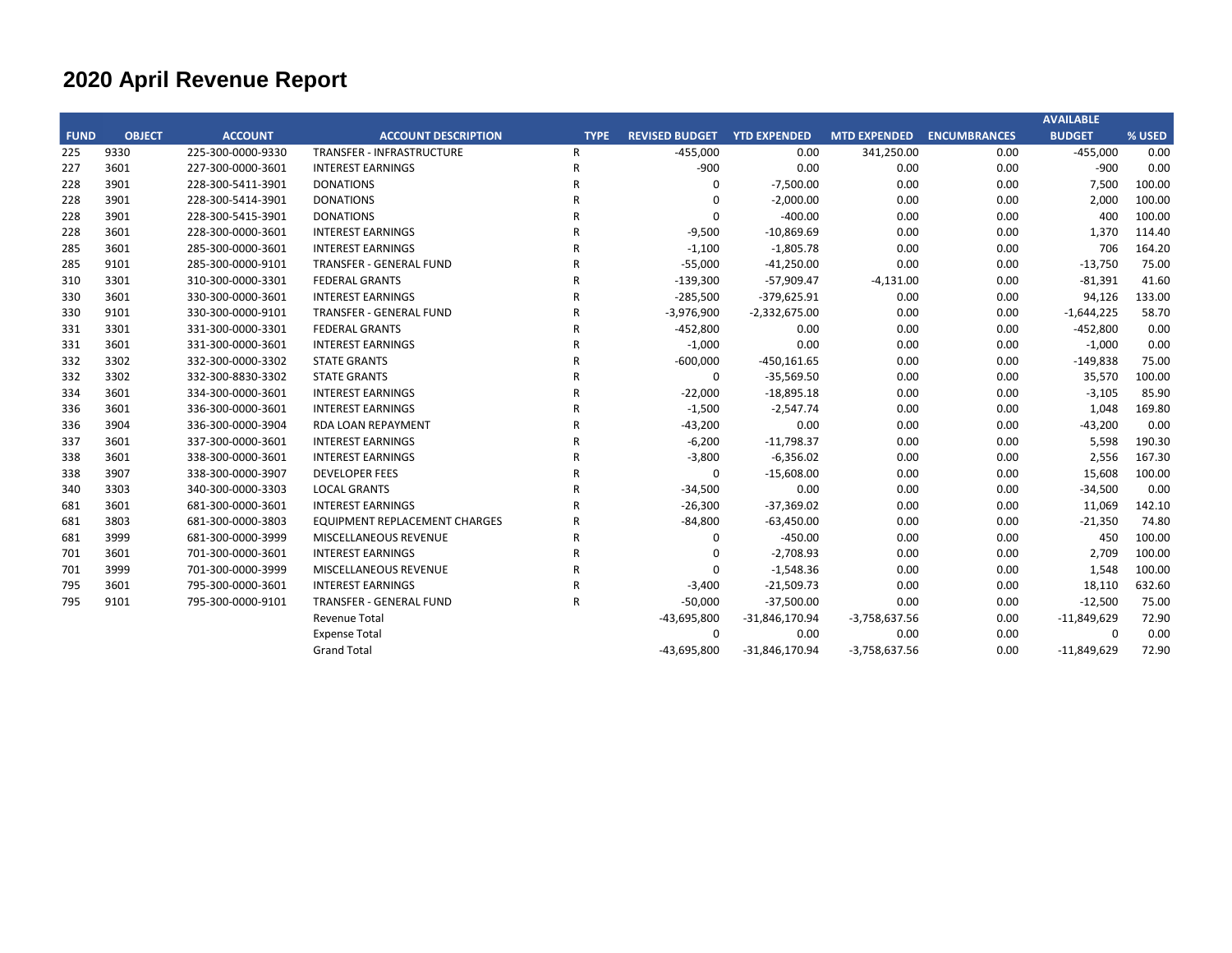# 2020 April Revenue Report

| FUND | OBJECT | ACCOUNT | ACCOUNT DESCRIPTION | TYPE | REVISED BUDGET | YTD EXPENDED | MTD EXPENDED | ENCUMBRANCES | AVAILABLE BUDGET | % USED |
|---|---|---|---|---|---|---|---|---|---|---|
| 225 | 9330 | 225-300-0000-9330 | TRANSFER - INFRASTRUCTURE | R | -455,000 | 0.00 | 341,250.00 | 0.00 | -455,000 | 0.00 |
| 227 | 3601 | 227-300-0000-3601 | INTEREST EARNINGS | R | -900 | 0.00 | 0.00 | 0.00 | -900 | 0.00 |
| 228 | 3901 | 228-300-5411-3901 | DONATIONS | R | 0 | -7,500.00 | 0.00 | 0.00 | 7,500 | 100.00 |
| 228 | 3901 | 228-300-5414-3901 | DONATIONS | R | 0 | -2,000.00 | 0.00 | 0.00 | 2,000 | 100.00 |
| 228 | 3901 | 228-300-5415-3901 | DONATIONS | R | 0 | -400.00 | 0.00 | 0.00 | 400 | 100.00 |
| 228 | 3601 | 228-300-0000-3601 | INTEREST EARNINGS | R | -9,500 | -10,869.69 | 0.00 | 0.00 | 1,370 | 114.40 |
| 285 | 3601 | 285-300-0000-3601 | INTEREST EARNINGS | R | -1,100 | -1,805.78 | 0.00 | 0.00 | 706 | 164.20 |
| 285 | 9101 | 285-300-0000-9101 | TRANSFER - GENERAL FUND | R | -55,000 | -41,250.00 | 0.00 | 0.00 | -13,750 | 75.00 |
| 310 | 3301 | 310-300-0000-3301 | FEDERAL GRANTS | R | -139,300 | -57,909.47 | -4,131.00 | 0.00 | -81,391 | 41.60 |
| 330 | 3601 | 330-300-0000-3601 | INTEREST EARNINGS | R | -285,500 | -379,625.91 | 0.00 | 0.00 | 94,126 | 133.00 |
| 330 | 9101 | 330-300-0000-9101 | TRANSFER - GENERAL FUND | R | -3,976,900 | -2,332,675.00 | 0.00 | 0.00 | -1,644,225 | 58.70 |
| 331 | 3301 | 331-300-0000-3301 | FEDERAL GRANTS | R | -452,800 | 0.00 | 0.00 | 0.00 | -452,800 | 0.00 |
| 331 | 3601 | 331-300-0000-3601 | INTEREST EARNINGS | R | -1,000 | 0.00 | 0.00 | 0.00 | -1,000 | 0.00 |
| 332 | 3302 | 332-300-0000-3302 | STATE GRANTS | R | -600,000 | -450,161.65 | 0.00 | 0.00 | -149,838 | 75.00 |
| 332 | 3302 | 332-300-8830-3302 | STATE GRANTS | R | 0 | -35,569.50 | 0.00 | 0.00 | 35,570 | 100.00 |
| 334 | 3601 | 334-300-0000-3601 | INTEREST EARNINGS | R | -22,000 | -18,895.18 | 0.00 | 0.00 | -3,105 | 85.90 |
| 336 | 3601 | 336-300-0000-3601 | INTEREST EARNINGS | R | -1,500 | -2,547.74 | 0.00 | 0.00 | 1,048 | 169.80 |
| 336 | 3904 | 336-300-0000-3904 | RDA LOAN REPAYMENT | R | -43,200 | 0.00 | 0.00 | 0.00 | -43,200 | 0.00 |
| 337 | 3601 | 337-300-0000-3601 | INTEREST EARNINGS | R | -6,200 | -11,798.37 | 0.00 | 0.00 | 5,598 | 190.30 |
| 338 | 3601 | 338-300-0000-3601 | INTEREST EARNINGS | R | -3,800 | -6,356.02 | 0.00 | 0.00 | 2,556 | 167.30 |
| 338 | 3907 | 338-300-0000-3907 | DEVELOPER FEES | R | 0 | -15,608.00 | 0.00 | 0.00 | 15,608 | 100.00 |
| 340 | 3303 | 340-300-0000-3303 | LOCAL GRANTS | R | -34,500 | 0.00 | 0.00 | 0.00 | -34,500 | 0.00 |
| 681 | 3601 | 681-300-0000-3601 | INTEREST EARNINGS | R | -26,300 | -37,369.02 | 0.00 | 0.00 | 11,069 | 142.10 |
| 681 | 3803 | 681-300-0000-3803 | EQUIPMENT REPLACEMENT CHARGES | R | -84,800 | -63,450.00 | 0.00 | 0.00 | -21,350 | 74.80 |
| 681 | 3999 | 681-300-0000-3999 | MISCELLANEOUS REVENUE | R | 0 | -450.00 | 0.00 | 0.00 | 450 | 100.00 |
| 701 | 3601 | 701-300-0000-3601 | INTEREST EARNINGS | R | 0 | -2,708.93 | 0.00 | 0.00 | 2,709 | 100.00 |
| 701 | 3999 | 701-300-0000-3999 | MISCELLANEOUS REVENUE | R | 0 | -1,548.36 | 0.00 | 0.00 | 1,548 | 100.00 |
| 795 | 3601 | 795-300-0000-3601 | INTEREST EARNINGS | R | -3,400 | -21,509.73 | 0.00 | 0.00 | 18,110 | 632.60 |
| 795 | 9101 | 795-300-0000-9101 | TRANSFER - GENERAL FUND | R | -50,000 | -37,500.00 | 0.00 | 0.00 | -12,500 | 75.00 |
| | | | Revenue Total | | -43,695,800 | -31,846,170.94 | -3,758,637.56 | 0.00 | -11,849,629 | 72.90 |
| | | | Expense Total | | 0 | 0.00 | 0.00 | 0.00 | 0 | 0.00 |
| | | | Grand Total | | -43,695,800 | -31,846,170.94 | -3,758,637.56 | 0.00 | -11,849,629 | 72.90 |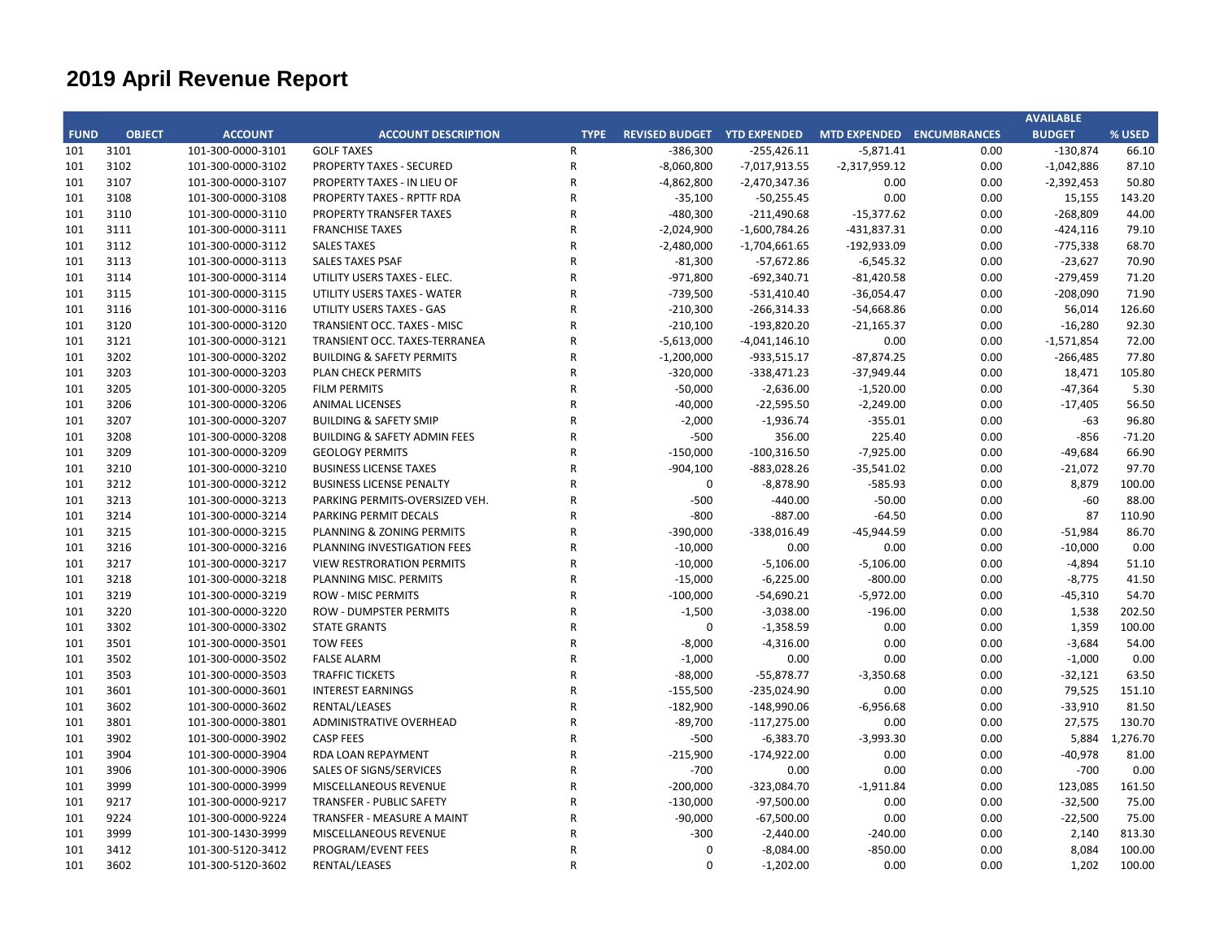# 2019 April Revenue Report

| FUND | OBJECT | ACCOUNT | ACCOUNT DESCRIPTION | TYPE | REVISED BUDGET | YTD EXPENDED | MTD EXPENDED | ENCUMBRANCES | AVAILABLE BUDGET | % USED |
|---|---|---|---|---|---|---|---|---|---|---|
| 101 | 3101 | 101-300-0000-3101 | GOLF TAXES | R | -386,300 | -255,426.11 | -5,871.41 | 0.00 | -130,874 | 66.10 |
| 101 | 3102 | 101-300-0000-3102 | PROPERTY TAXES - SECURED | R | -8,060,800 | -7,017,913.55 | -2,317,959.12 | 0.00 | -1,042,886 | 87.10 |
| 101 | 3107 | 101-300-0000-3107 | PROPERTY TAXES - IN LIEU OF | R | -4,862,800 | -2,470,347.36 | 0.00 | 0.00 | -2,392,453 | 50.80 |
| 101 | 3108 | 101-300-0000-3108 | PROPERTY TAXES - RPTTF RDA | R | -35,100 | -50,255.45 | 0.00 | 0.00 | 15,155 | 143.20 |
| 101 | 3110 | 101-300-0000-3110 | PROPERTY TRANSFER TAXES | R | -480,300 | -211,490.68 | -15,377.62 | 0.00 | -268,809 | 44.00 |
| 101 | 3111 | 101-300-0000-3111 | FRANCHISE TAXES | R | -2,024,900 | -1,600,784.26 | -431,837.31 | 0.00 | -424,116 | 79.10 |
| 101 | 3112 | 101-300-0000-3112 | SALES TAXES | R | -2,480,000 | -1,704,661.65 | -192,933.09 | 0.00 | -775,338 | 68.70 |
| 101 | 3113 | 101-300-0000-3113 | SALES TAXES PSAF | R | -81,300 | -57,672.86 | -6,545.32 | 0.00 | -23,627 | 70.90 |
| 101 | 3114 | 101-300-0000-3114 | UTILITY USERS TAXES - ELEC. | R | -971,800 | -692,340.71 | -81,420.58 | 0.00 | -279,459 | 71.20 |
| 101 | 3115 | 101-300-0000-3115 | UTILITY USERS TAXES - WATER | R | -739,500 | -531,410.40 | -36,054.47 | 0.00 | -208,090 | 71.90 |
| 101 | 3116 | 101-300-0000-3116 | UTILITY USERS TAXES - GAS | R | -210,300 | -266,314.33 | -54,668.86 | 0.00 | 56,014 | 126.60 |
| 101 | 3120 | 101-300-0000-3120 | TRANSIENT OCC. TAXES - MISC | R | -210,100 | -193,820.20 | -21,165.37 | 0.00 | -16,280 | 92.30 |
| 101 | 3121 | 101-300-0000-3121 | TRANSIENT OCC. TAXES-TERRANEA | R | -5,613,000 | -4,041,146.10 | 0.00 | 0.00 | -1,571,854 | 72.00 |
| 101 | 3202 | 101-300-0000-3202 | BUILDING & SAFETY PERMITS | R | -1,200,000 | -933,515.17 | -87,874.25 | 0.00 | -266,485 | 77.80 |
| 101 | 3203 | 101-300-0000-3203 | PLAN CHECK PERMITS | R | -320,000 | -338,471.23 | -37,949.44 | 0.00 | 18,471 | 105.80 |
| 101 | 3205 | 101-300-0000-3205 | FILM PERMITS | R | -50,000 | -2,636.00 | -1,520.00 | 0.00 | -47,364 | 5.30 |
| 101 | 3206 | 101-300-0000-3206 | ANIMAL LICENSES | R | -40,000 | -22,595.50 | -2,249.00 | 0.00 | -17,405 | 56.50 |
| 101 | 3207 | 101-300-0000-3207 | BUILDING & SAFETY SMIP | R | -2,000 | -1,936.74 | -355.01 | 0.00 | -63 | 96.80 |
| 101 | 3208 | 101-300-0000-3208 | BUILDING & SAFETY ADMIN FEES | R | -500 | 356.00 | 225.40 | 0.00 | -856 | -71.20 |
| 101 | 3209 | 101-300-0000-3209 | GEOLOGY PERMITS | R | -150,000 | -100,316.50 | -7,925.00 | 0.00 | -49,684 | 66.90 |
| 101 | 3210 | 101-300-0000-3210 | BUSINESS LICENSE TAXES | R | -904,100 | -883,028.26 | -35,541.02 | 0.00 | -21,072 | 97.70 |
| 101 | 3212 | 101-300-0000-3212 | BUSINESS LICENSE PENALTY | R | 0 | -8,878.90 | -585.93 | 0.00 | 8,879 | 100.00 |
| 101 | 3213 | 101-300-0000-3213 | PARKING PERMITS-OVERSIZED VEH. | R | -500 | -440.00 | -50.00 | 0.00 | -60 | 88.00 |
| 101 | 3214 | 101-300-0000-3214 | PARKING PERMIT DECALS | R | -800 | -887.00 | -64.50 | 0.00 | 87 | 110.90 |
| 101 | 3215 | 101-300-0000-3215 | PLANNING & ZONING PERMITS | R | -390,000 | -338,016.49 | -45,944.59 | 0.00 | -51,984 | 86.70 |
| 101 | 3216 | 101-300-0000-3216 | PLANNING INVESTIGATION FEES | R | -10,000 | 0.00 | 0.00 | 0.00 | -10,000 | 0.00 |
| 101 | 3217 | 101-300-0000-3217 | VIEW RESTRORATION PERMITS | R | -10,000 | -5,106.00 | -5,106.00 | 0.00 | -4,894 | 51.10 |
| 101 | 3218 | 101-300-0000-3218 | PLANNING MISC. PERMITS | R | -15,000 | -6,225.00 | -800.00 | 0.00 | -8,775 | 41.50 |
| 101 | 3219 | 101-300-0000-3219 | ROW - MISC PERMITS | R | -100,000 | -54,690.21 | -5,972.00 | 0.00 | -45,310 | 54.70 |
| 101 | 3220 | 101-300-0000-3220 | ROW - DUMPSTER PERMITS | R | -1,500 | -3,038.00 | -196.00 | 0.00 | 1,538 | 202.50 |
| 101 | 3302 | 101-300-0000-3302 | STATE GRANTS | R | 0 | -1,358.59 | 0.00 | 0.00 | 1,359 | 100.00 |
| 101 | 3501 | 101-300-0000-3501 | TOW FEES | R | -8,000 | -4,316.00 | 0.00 | 0.00 | -3,684 | 54.00 |
| 101 | 3502 | 101-300-0000-3502 | FALSE ALARM | R | -1,000 | 0.00 | 0.00 | 0.00 | -1,000 | 0.00 |
| 101 | 3503 | 101-300-0000-3503 | TRAFFIC TICKETS | R | -88,000 | -55,878.77 | -3,350.68 | 0.00 | -32,121 | 63.50 |
| 101 | 3601 | 101-300-0000-3601 | INTEREST EARNINGS | R | -155,500 | -235,024.90 | 0.00 | 0.00 | 79,525 | 151.10 |
| 101 | 3602 | 101-300-0000-3602 | RENTAL/LEASES | R | -182,900 | -148,990.06 | -6,956.68 | 0.00 | -33,910 | 81.50 |
| 101 | 3801 | 101-300-0000-3801 | ADMINISTRATIVE OVERHEAD | R | -89,700 | -117,275.00 | 0.00 | 0.00 | 27,575 | 130.70 |
| 101 | 3902 | 101-300-0000-3902 | CASP FEES | R | -500 | -6,383.70 | -3,993.30 | 0.00 | 5,884 | 1,276.70 |
| 101 | 3904 | 101-300-0000-3904 | RDA LOAN REPAYMENT | R | -215,900 | -174,922.00 | 0.00 | 0.00 | -40,978 | 81.00 |
| 101 | 3906 | 101-300-0000-3906 | SALES OF SIGNS/SERVICES | R | -700 | 0.00 | 0.00 | 0.00 | -700 | 0.00 |
| 101 | 3999 | 101-300-0000-3999 | MISCELLANEOUS REVENUE | R | -200,000 | -323,084.70 | -1,911.84 | 0.00 | 123,085 | 161.50 |
| 101 | 9217 | 101-300-0000-9217 | TRANSFER - PUBLIC SAFETY | R | -130,000 | -97,500.00 | 0.00 | 0.00 | -32,500 | 75.00 |
| 101 | 9224 | 101-300-0000-9224 | TRANSFER - MEASURE A MAINT | R | -90,000 | -67,500.00 | 0.00 | 0.00 | -22,500 | 75.00 |
| 101 | 3999 | 101-300-1430-3999 | MISCELLANEOUS REVENUE | R | -300 | -2,440.00 | -240.00 | 0.00 | 2,140 | 813.30 |
| 101 | 3412 | 101-300-5120-3412 | PROGRAM/EVENT FEES | R | 0 | -8,084.00 | -850.00 | 0.00 | 8,084 | 100.00 |
| 101 | 3602 | 101-300-5120-3602 | RENTAL/LEASES | R | 0 | -1,202.00 | 0.00 | 0.00 | 1,202 | 100.00 |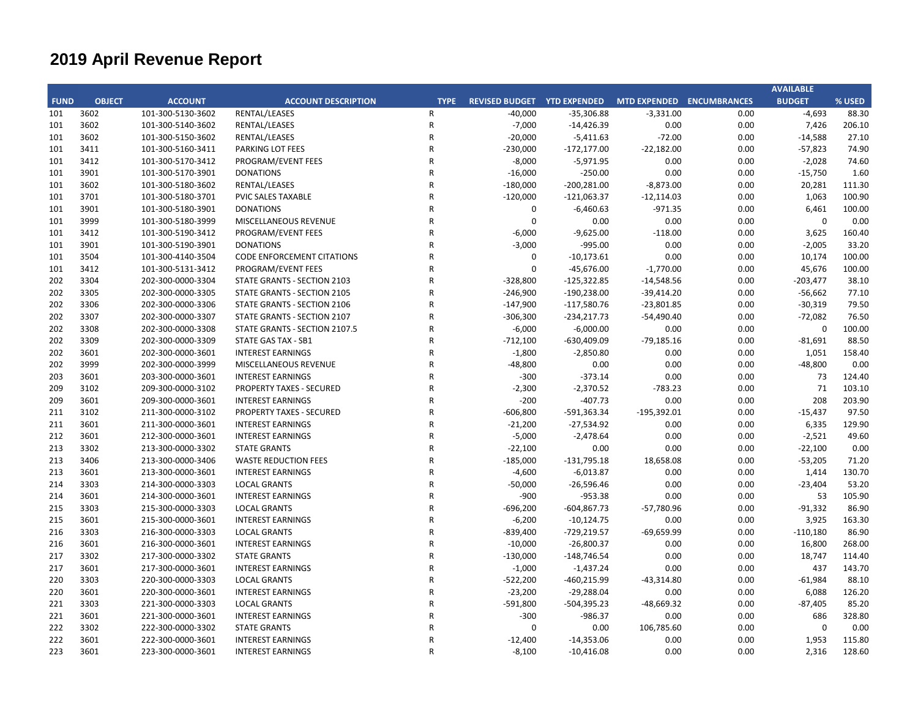# 2019 April Revenue Report

| FUND | OBJECT | ACCOUNT | ACCOUNT DESCRIPTION | TYPE | REVISED BUDGET | YTD EXPENDED | MTD EXPENDED | ENCUMBRANCES | AVAILABLE BUDGET | % USED |
|---|---|---|---|---|---|---|---|---|---|---|
| 101 | 3602 | 101-300-5130-3602 | RENTAL/LEASES | R | -40,000 | -35,306.88 | -3,331.00 | 0.00 | -4,693 | 88.30 |
| 101 | 3602 | 101-300-5140-3602 | RENTAL/LEASES | R | -7,000 | -14,426.39 | 0.00 | 0.00 | 7,426 | 206.10 |
| 101 | 3602 | 101-300-5150-3602 | RENTAL/LEASES | R | -20,000 | -5,411.63 | -72.00 | 0.00 | -14,588 | 27.10 |
| 101 | 3411 | 101-300-5160-3411 | PARKING LOT FEES | R | -230,000 | -172,177.00 | -22,182.00 | 0.00 | -57,823 | 74.90 |
| 101 | 3412 | 101-300-5170-3412 | PROGRAM/EVENT FEES | R | -8,000 | -5,971.95 | 0.00 | 0.00 | -2,028 | 74.60 |
| 101 | 3901 | 101-300-5170-3901 | DONATIONS | R | -16,000 | -250.00 | 0.00 | 0.00 | -15,750 | 1.60 |
| 101 | 3602 | 101-300-5180-3602 | RENTAL/LEASES | R | -180,000 | -200,281.00 | -8,873.00 | 0.00 | 20,281 | 111.30 |
| 101 | 3701 | 101-300-5180-3701 | PVIC SALES TAXABLE | R | -120,000 | -121,063.37 | -12,114.03 | 0.00 | 1,063 | 100.90 |
| 101 | 3901 | 101-300-5180-3901 | DONATIONS | R | 0 | -6,460.63 | -971.35 | 0.00 | 6,461 | 100.00 |
| 101 | 3999 | 101-300-5180-3999 | MISCELLANEOUS REVENUE | R | 0 | 0.00 | 0.00 | 0.00 | 0 | 0.00 |
| 101 | 3412 | 101-300-5190-3412 | PROGRAM/EVENT FEES | R | -6,000 | -9,625.00 | -118.00 | 0.00 | 3,625 | 160.40 |
| 101 | 3901 | 101-300-5190-3901 | DONATIONS | R | -3,000 | -995.00 | 0.00 | 0.00 | -2,005 | 33.20 |
| 101 | 3504 | 101-300-4140-3504 | CODE ENFORCEMENT CITATIONS | R | 0 | -10,173.61 | 0.00 | 0.00 | 10,174 | 100.00 |
| 101 | 3412 | 101-300-5131-3412 | PROGRAM/EVENT FEES | R | 0 | -45,676.00 | -1,770.00 | 0.00 | 45,676 | 100.00 |
| 202 | 3304 | 202-300-0000-3304 | STATE GRANTS - SECTION 2103 | R | -328,800 | -125,322.85 | -14,548.56 | 0.00 | -203,477 | 38.10 |
| 202 | 3305 | 202-300-0000-3305 | STATE GRANTS - SECTION 2105 | R | -246,900 | -190,238.00 | -39,414.20 | 0.00 | -56,662 | 77.10 |
| 202 | 3306 | 202-300-0000-3306 | STATE GRANTS - SECTION 2106 | R | -147,900 | -117,580.76 | -23,801.85 | 0.00 | -30,319 | 79.50 |
| 202 | 3307 | 202-300-0000-3307 | STATE GRANTS - SECTION 2107 | R | -306,300 | -234,217.73 | -54,490.40 | 0.00 | -72,082 | 76.50 |
| 202 | 3308 | 202-300-0000-3308 | STATE GRANTS - SECTION 2107.5 | R | -6,000 | -6,000.00 | 0.00 | 0.00 | 0 | 100.00 |
| 202 | 3309 | 202-300-0000-3309 | STATE GAS TAX - SB1 | R | -712,100 | -630,409.09 | -79,185.16 | 0.00 | -81,691 | 88.50 |
| 202 | 3601 | 202-300-0000-3601 | INTEREST EARNINGS | R | -1,800 | -2,850.80 | 0.00 | 0.00 | 1,051 | 158.40 |
| 202 | 3999 | 202-300-0000-3999 | MISCELLANEOUS REVENUE | R | -48,800 | 0.00 | 0.00 | 0.00 | -48,800 | 0.00 |
| 203 | 3601 | 203-300-0000-3601 | INTEREST EARNINGS | R | -300 | -373.14 | 0.00 | 0.00 | 73 | 124.40 |
| 209 | 3102 | 209-300-0000-3102 | PROPERTY TAXES - SECURED | R | -2,300 | -2,370.52 | -783.23 | 0.00 | 71 | 103.10 |
| 209 | 3601 | 209-300-0000-3601 | INTEREST EARNINGS | R | -200 | -407.73 | 0.00 | 0.00 | 208 | 203.90 |
| 211 | 3102 | 211-300-0000-3102 | PROPERTY TAXES - SECURED | R | -606,800 | -591,363.34 | -195,392.01 | 0.00 | -15,437 | 97.50 |
| 211 | 3601 | 211-300-0000-3601 | INTEREST EARNINGS | R | -21,200 | -27,534.92 | 0.00 | 0.00 | 6,335 | 129.90 |
| 212 | 3601 | 212-300-0000-3601 | INTEREST EARNINGS | R | -5,000 | -2,478.64 | 0.00 | 0.00 | -2,521 | 49.60 |
| 213 | 3302 | 213-300-0000-3302 | STATE GRANTS | R | -22,100 | 0.00 | 0.00 | 0.00 | -22,100 | 0.00 |
| 213 | 3406 | 213-300-0000-3406 | WASTE REDUCTION FEES | R | -185,000 | -131,795.18 | 18,658.08 | 0.00 | -53,205 | 71.20 |
| 213 | 3601 | 213-300-0000-3601 | INTEREST EARNINGS | R | -4,600 | -6,013.87 | 0.00 | 0.00 | 1,414 | 130.70 |
| 214 | 3303 | 214-300-0000-3303 | LOCAL GRANTS | R | -50,000 | -26,596.46 | 0.00 | 0.00 | -23,404 | 53.20 |
| 214 | 3601 | 214-300-0000-3601 | INTEREST EARNINGS | R | -900 | -953.38 | 0.00 | 0.00 | 53 | 105.90 |
| 215 | 3303 | 215-300-0000-3303 | LOCAL GRANTS | R | -696,200 | -604,867.73 | -57,780.96 | 0.00 | -91,332 | 86.90 |
| 215 | 3601 | 215-300-0000-3601 | INTEREST EARNINGS | R | -6,200 | -10,124.75 | 0.00 | 0.00 | 3,925 | 163.30 |
| 216 | 3303 | 216-300-0000-3303 | LOCAL GRANTS | R | -839,400 | -729,219.57 | -69,659.99 | 0.00 | -110,180 | 86.90 |
| 216 | 3601 | 216-300-0000-3601 | INTEREST EARNINGS | R | -10,000 | -26,800.37 | 0.00 | 0.00 | 16,800 | 268.00 |
| 217 | 3302 | 217-300-0000-3302 | STATE GRANTS | R | -130,000 | -148,746.54 | 0.00 | 0.00 | 18,747 | 114.40 |
| 217 | 3601 | 217-300-0000-3601 | INTEREST EARNINGS | R | -1,000 | -1,437.24 | 0.00 | 0.00 | 437 | 143.70 |
| 220 | 3303 | 220-300-0000-3303 | LOCAL GRANTS | R | -522,200 | -460,215.99 | -43,314.80 | 0.00 | -61,984 | 88.10 |
| 220 | 3601 | 220-300-0000-3601 | INTEREST EARNINGS | R | -23,200 | -29,288.04 | 0.00 | 0.00 | 6,088 | 126.20 |
| 221 | 3303 | 221-300-0000-3303 | LOCAL GRANTS | R | -591,800 | -504,395.23 | -48,669.32 | 0.00 | -87,405 | 85.20 |
| 221 | 3601 | 221-300-0000-3601 | INTEREST EARNINGS | R | -300 | -986.37 | 0.00 | 0.00 | 686 | 328.80 |
| 222 | 3302 | 222-300-0000-3302 | STATE GRANTS | R | 0 | 0.00 | 106,785.60 | 0.00 | 0 | 0.00 |
| 222 | 3601 | 222-300-0000-3601 | INTEREST EARNINGS | R | -12,400 | -14,353.06 | 0.00 | 0.00 | 1,953 | 115.80 |
| 223 | 3601 | 223-300-0000-3601 | INTEREST EARNINGS | R | -8,100 | -10,416.08 | 0.00 | 0.00 | 2,316 | 128.60 |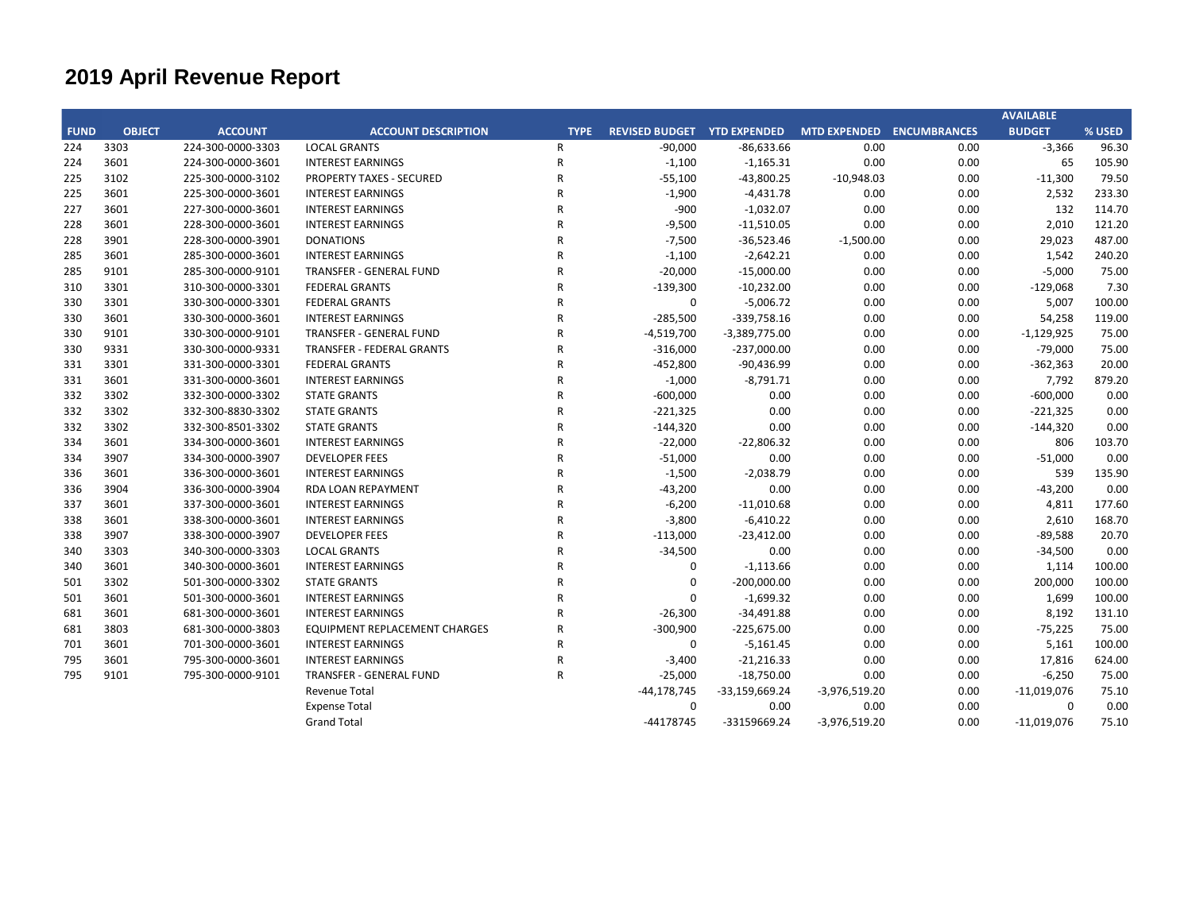# 2019 April Revenue Report

| FUND | OBJECT | ACCOUNT | ACCOUNT DESCRIPTION | TYPE | REVISED BUDGET | YTD EXPENDED | MTD EXPENDED | ENCUMBRANCES | AVAILABLE BUDGET | % USED |
|---|---|---|---|---|---|---|---|---|---|---|
| 224 | 3303 | 224-300-0000-3303 | LOCAL GRANTS | R | -90,000 | -86,633.66 | 0.00 | 0.00 | -3,366 | 96.30 |
| 224 | 3601 | 224-300-0000-3601 | INTEREST EARNINGS | R | -1,100 | -1,165.31 | 0.00 | 0.00 | 65 | 105.90 |
| 225 | 3102 | 225-300-0000-3102 | PROPERTY TAXES - SECURED | R | -55,100 | -43,800.25 | -10,948.03 | 0.00 | -11,300 | 79.50 |
| 225 | 3601 | 225-300-0000-3601 | INTEREST EARNINGS | R | -1,900 | -4,431.78 | 0.00 | 0.00 | 2,532 | 233.30 |
| 227 | 3601 | 227-300-0000-3601 | INTEREST EARNINGS | R | -900 | -1,032.07 | 0.00 | 0.00 | 132 | 114.70 |
| 228 | 3601 | 228-300-0000-3601 | INTEREST EARNINGS | R | -9,500 | -11,510.05 | 0.00 | 0.00 | 2,010 | 121.20 |
| 228 | 3901 | 228-300-0000-3901 | DONATIONS | R | -7,500 | -36,523.46 | -1,500.00 | 0.00 | 29,023 | 487.00 |
| 285 | 3601 | 285-300-0000-3601 | INTEREST EARNINGS | R | -1,100 | -2,642.21 | 0.00 | 0.00 | 1,542 | 240.20 |
| 285 | 9101 | 285-300-0000-9101 | TRANSFER - GENERAL FUND | R | -20,000 | -15,000.00 | 0.00 | 0.00 | -5,000 | 75.00 |
| 310 | 3301 | 310-300-0000-3301 | FEDERAL GRANTS | R | -139,300 | -10,232.00 | 0.00 | 0.00 | -129,068 | 7.30 |
| 330 | 3301 | 330-300-0000-3301 | FEDERAL GRANTS | R | 0 | -5,006.72 | 0.00 | 0.00 | 5,007 | 100.00 |
| 330 | 3601 | 330-300-0000-3601 | INTEREST EARNINGS | R | -285,500 | -339,758.16 | 0.00 | 0.00 | 54,258 | 119.00 |
| 330 | 9101 | 330-300-0000-9101 | TRANSFER - GENERAL FUND | R | -4,519,700 | -3,389,775.00 | 0.00 | 0.00 | -1,129,925 | 75.00 |
| 330 | 9331 | 330-300-0000-9331 | TRANSFER - FEDERAL GRANTS | R | -316,000 | -237,000.00 | 0.00 | 0.00 | -79,000 | 75.00 |
| 331 | 3301 | 331-300-0000-3301 | FEDERAL GRANTS | R | -452,800 | -90,436.99 | 0.00 | 0.00 | -362,363 | 20.00 |
| 331 | 3601 | 331-300-0000-3601 | INTEREST EARNINGS | R | -1,000 | -8,791.71 | 0.00 | 0.00 | 7,792 | 879.20 |
| 332 | 3302 | 332-300-0000-3302 | STATE GRANTS | R | -600,000 | 0.00 | 0.00 | 0.00 | -600,000 | 0.00 |
| 332 | 3302 | 332-300-8830-3302 | STATE GRANTS | R | -221,325 | 0.00 | 0.00 | 0.00 | -221,325 | 0.00 |
| 332 | 3302 | 332-300-8501-3302 | STATE GRANTS | R | -144,320 | 0.00 | 0.00 | 0.00 | -144,320 | 0.00 |
| 334 | 3601 | 334-300-0000-3601 | INTEREST EARNINGS | R | -22,000 | -22,806.32 | 0.00 | 0.00 | 806 | 103.70 |
| 334 | 3907 | 334-300-0000-3907 | DEVELOPER FEES | R | -51,000 | 0.00 | 0.00 | 0.00 | -51,000 | 0.00 |
| 336 | 3601 | 336-300-0000-3601 | INTEREST EARNINGS | R | -1,500 | -2,038.79 | 0.00 | 0.00 | 539 | 135.90 |
| 336 | 3904 | 336-300-0000-3904 | RDA LOAN REPAYMENT | R | -43,200 | 0.00 | 0.00 | 0.00 | -43,200 | 0.00 |
| 337 | 3601 | 337-300-0000-3601 | INTEREST EARNINGS | R | -6,200 | -11,010.68 | 0.00 | 0.00 | 4,811 | 177.60 |
| 338 | 3601 | 338-300-0000-3601 | INTEREST EARNINGS | R | -3,800 | -6,410.22 | 0.00 | 0.00 | 2,610 | 168.70 |
| 338 | 3907 | 338-300-0000-3907 | DEVELOPER FEES | R | -113,000 | -23,412.00 | 0.00 | 0.00 | -89,588 | 20.70 |
| 340 | 3303 | 340-300-0000-3303 | LOCAL GRANTS | R | -34,500 | 0.00 | 0.00 | 0.00 | -34,500 | 0.00 |
| 340 | 3601 | 340-300-0000-3601 | INTEREST EARNINGS | R | 0 | -1,113.66 | 0.00 | 0.00 | 1,114 | 100.00 |
| 501 | 3302 | 501-300-0000-3302 | STATE GRANTS | R | 0 | -200,000.00 | 0.00 | 0.00 | 200,000 | 100.00 |
| 501 | 3601 | 501-300-0000-3601 | INTEREST EARNINGS | R | 0 | -1,699.32 | 0.00 | 0.00 | 1,699 | 100.00 |
| 681 | 3601 | 681-300-0000-3601 | INTEREST EARNINGS | R | -26,300 | -34,491.88 | 0.00 | 0.00 | 8,192 | 131.10 |
| 681 | 3803 | 681-300-0000-3803 | EQUIPMENT REPLACEMENT CHARGES | R | -300,900 | -225,675.00 | 0.00 | 0.00 | -75,225 | 75.00 |
| 701 | 3601 | 701-300-0000-3601 | INTEREST EARNINGS | R | 0 | -5,161.45 | 0.00 | 0.00 | 5,161 | 100.00 |
| 795 | 3601 | 795-300-0000-3601 | INTEREST EARNINGS | R | -3,400 | -21,216.33 | 0.00 | 0.00 | 17,816 | 624.00 |
| 795 | 9101 | 795-300-0000-9101 | TRANSFER - GENERAL FUND | R | -25,000 | -18,750.00 | 0.00 | 0.00 | -6,250 | 75.00 |
| | | | Revenue Total | | -44,178,745 | -33,159,669.24 | -3,976,519.20 | 0.00 | -11,019,076 | 75.10 |
| | | | Expense Total | | 0 | 0.00 | 0.00 | 0.00 | 0 | 0.00 |
| | | | Grand Total | | -44178745 | -33159669.24 | -3,976,519.20 | 0.00 | -11,019,076 | 75.10 |